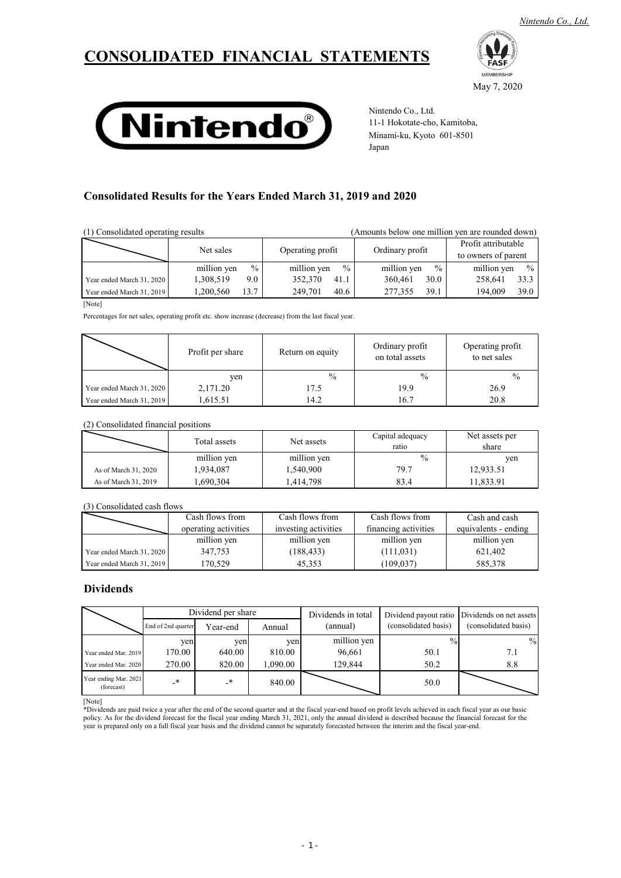# CONSOLIDATED FINANCIAL STATEMENTS

May 7, 2020

Nintendo Co., Ltd.
11-1 Hokotate-cho, Kamitoba,
Minami-ku, Kyoto 601-8501
Japan

## Consolidated Results for the Years Ended March 31, 2019 and 2020

(1) Consolidated operating results (Amounts below one million yen are rounded down)

| | Net sales | | Operating profit | | Ordinary profit | | Profit attributable to owners of parent | |
|---|---|---|---|---|---|---|---|---|
| | million yen | % | million yen | % | million yen | % | million yen | % |
| Year ended March 31, 2020 | 1,308,519 | 9.0 | 352,370 | 41.1 | 360,461 | 30.0 | 258,641 | 33.3 |
| Year ended March 31, 2019 | 1,200,560 | 13.7 | 249,701 | 40.6 | 277,355 | 39.1 | 194,009 | 39.0 |

[Note]

Percentages for net sales, operating profit etc. show increase (decrease) from the last fiscal year.

| | Profit per share | Return on equity | Ordinary profit on total assets | Operating profit to net sales |
|---|---|---|---|---|
| | yen | % | % | % |
| Year ended March 31, 2020 | 2,171.20 | 17.5 | 19.9 | 26.9 |
| Year ended March 31, 2019 | 1,615.51 | 14.2 | 16.7 | 20.8 |

(2) Consolidated financial positions

| | Total assets | Net assets | Capital adequacy ratio | Net assets per share |
|---|---|---|---|---|
| | million yen | million yen | % | yen |
| As of March 31, 2020 | 1,934,087 | 1,540,900 | 79.7 | 12,933.51 |
| As of March 31, 2019 | 1,690,304 | 1,414,798 | 83.4 | 11,833.91 |

(3) Consolidated cash flows

| | Cash flows from operating activities | Cash flows from investing activities | Cash flows from financing activities | Cash and cash equivalents - ending |
|---|---|---|---|---|
| | million yen | million yen | million yen | million yen |
| Year ended March 31, 2020 | 347,753 | (188,433) | (111,031) | 621,402 |
| Year ended March 31, 2019 | 170,529 | 45,353 | (109,037) | 585,378 |

## Dividends

| | Dividend per share | | | Dividends in total (annual) | Dividend payout ratio (consolidated basis) | Dividends on net assets (consolidated basis) |
|---|---|---|---|---|---|---|
| | End of 2nd quarter | Year-end | Annual | | | |
| | yen | yen | yen | million yen | % | % |
| Year ended Mar. 2019 | 170.00 | 640.00 | 810.00 | 96,661 | 50.1 | 7.1 |
| Year ended Mar. 2020 | 270.00 | 820.00 | 1,090.00 | 129,844 | 50.2 | 8.8 |
| Year ending Mar. 2021 (forecast) | -* | -* | 840.00 | | 50.0 | |

[Note]
*Dividends are paid twice a year after the end of the second quarter and at the fiscal year-end based on profit levels achieved in each fiscal year as our basic policy. As for the dividend forecast for the fiscal year ending March 31, 2021, only the annual dividend is described because the financial forecast for the year is prepared only on a full fiscal year basis and the dividend cannot be separately forecasted between the interim and the fiscal year-end.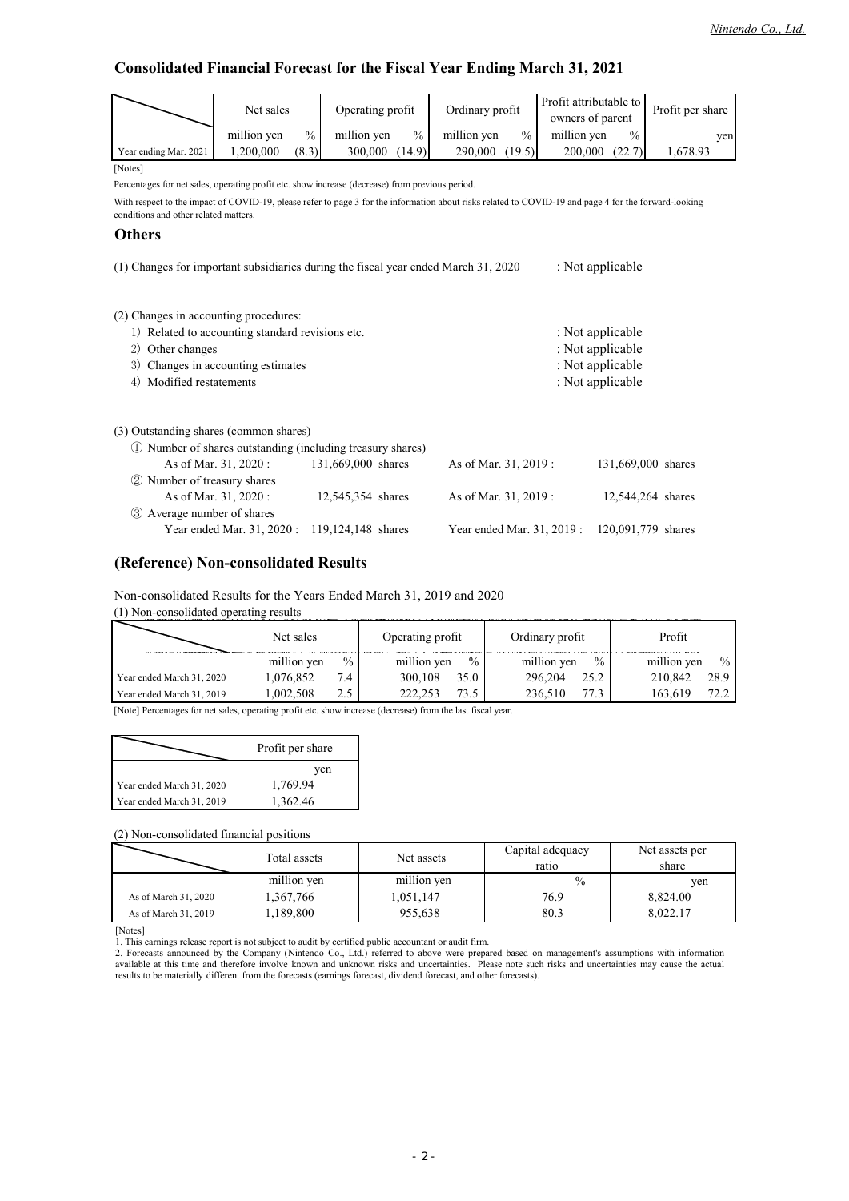## Consolidated Financial Forecast for the Fiscal Year Ending March 31, 2021

| | Net sales | | Operating profit | | Ordinary profit | | Profit attributable to owners of parent | | Profit per share |
|---|---|---|---|---|---|---|---|---|---|
| | million yen | % | million yen | % | million yen | % | million yen | % | yen |
| Year ending Mar. 2021 | 1,200,000 | (8.3) | 300,000 | (14.9) | 290,000 | (19.5) | 200,000 | (22.7) | 1,678.93 |

[Notes]

Percentages for net sales, operating profit etc. show increase (decrease) from previous period.

With respect to the impact of COVID-19, please refer to page 3 for the information about risks related to COVID-19 and page 4 for the forward-looking conditions and other related matters.

## Others

(1) Changes for important subsidiaries during the fiscal year ended March 31, 2020 : Not applicable

(2) Changes in accounting procedures:

1) Related to accounting standard revisions etc. : Not applicable
2) Other changes : Not applicable
3) Changes in accounting estimates : Not applicable
4) Modified restatements : Not applicable

(3) Outstanding shares (common shares)

① Number of shares outstanding (including treasury shares)
As of Mar. 31, 2020 : 131,669,000 shares As of Mar. 31, 2019 : 131,669,000 shares

② Number of treasury shares
As of Mar. 31, 2020 : 12,545,354 shares As of Mar. 31, 2019 : 12,544,264 shares

③ Average number of shares
Year ended Mar. 31, 2020 : 119,124,148 shares Year ended Mar. 31, 2019 : 120,091,779 shares

## (Reference) Non-consolidated Results

Non-consolidated Results for the Years Ended March 31, 2019 and 2020

(1) Non-consolidated operating results

| | Net sales | | Operating profit | | Ordinary profit | | Profit | |
|---|---|---|---|---|---|---|---|---|
| | million yen | % | million yen | % | million yen | % | million yen | % |
| Year ended March 31, 2020 | 1,076,852 | 7.4 | 300,108 | 35.0 | 296,204 | 25.2 | 210,842 | 28.9 |
| Year ended March 31, 2019 | 1,002,508 | 2.5 | 222,253 | 73.5 | 236,510 | 77.3 | 163,619 | 72.2 |

[Note] Percentages for net sales, operating profit etc. show increase (decrease) from the last fiscal year.

| | Profit per share |
|---|---|
| | yen |
| Year ended March 31, 2020 | 1,769.94 |
| Year ended March 31, 2019 | 1,362.46 |

(2) Non-consolidated financial positions

| | Total assets | Net assets | Capital adequacy ratio | Net assets per share |
|---|---|---|---|---|
| | million yen | million yen | % | yen |
| As of March 31, 2020 | 1,367,766 | 1,051,147 | 76.9 | 8,824.00 |
| As of March 31, 2019 | 1,189,800 | 955,638 | 80.3 | 8,022.17 |

[Notes]

1. This earnings release report is not subject to audit by certified public accountant or audit firm.
2. Forecasts announced by the Company (Nintendo Co., Ltd.) referred to above were prepared based on management's assumptions with information available at this time and therefore involve known and unknown risks and uncertainties. Please note such risks and uncertainties may cause the actual results to be materially different from the forecasts (earnings forecast, dividend forecast, and other forecasts).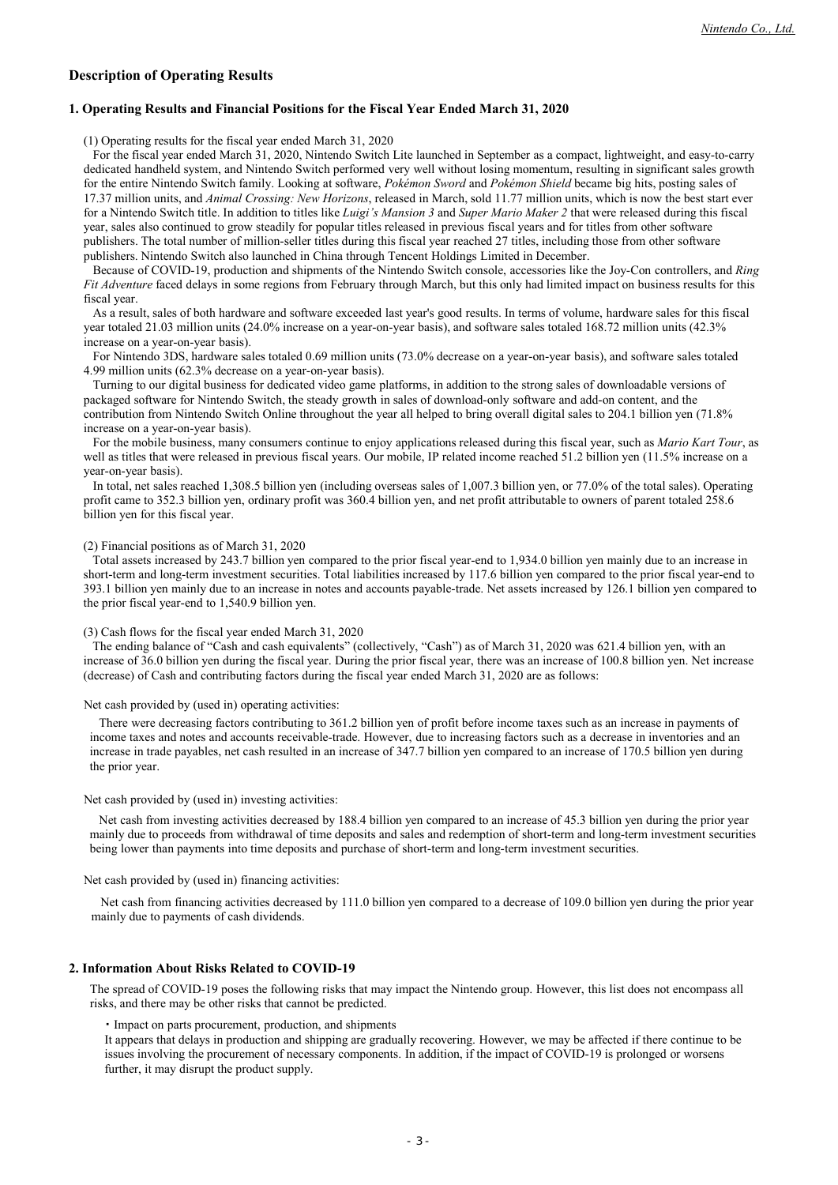## Description of Operating Results

### 1. Operating Results and Financial Positions for the Fiscal Year Ended March 31, 2020

(1) Operating results for the fiscal year ended March 31, 2020

For the fiscal year ended March 31, 2020, Nintendo Switch Lite launched in September as a compact, lightweight, and easy-to-carry dedicated handheld system, and Nintendo Switch performed very well without losing momentum, resulting in significant sales growth for the entire Nintendo Switch family. Looking at software, *Pokémon Sword* and *Pokémon Shield* became big hits, posting sales of 17.37 million units, and *Animal Crossing: New Horizons*, released in March, sold 11.77 million units, which is now the best start ever for a Nintendo Switch title. In addition to titles like *Luigi's Mansion 3* and *Super Mario Maker 2* that were released during this fiscal year, sales also continued to grow steadily for popular titles released in previous fiscal years and for titles from other software publishers. The total number of million-seller titles during this fiscal year reached 27 titles, including those from other software publishers. Nintendo Switch also launched in China through Tencent Holdings Limited in December.

Because of COVID-19, production and shipments of the Nintendo Switch console, accessories like the Joy-Con controllers, and *Ring Fit Adventure* faced delays in some regions from February through March, but this only had limited impact on business results for this fiscal year.

As a result, sales of both hardware and software exceeded last year's good results. In terms of volume, hardware sales for this fiscal year totaled 21.03 million units (24.0% increase on a year-on-year basis), and software sales totaled 168.72 million units (42.3% increase on a year-on-year basis).

For Nintendo 3DS, hardware sales totaled 0.69 million units (73.0% decrease on a year-on-year basis), and software sales totaled 4.99 million units (62.3% decrease on a year-on-year basis).

Turning to our digital business for dedicated video game platforms, in addition to the strong sales of downloadable versions of packaged software for Nintendo Switch, the steady growth in sales of download-only software and add-on content, and the contribution from Nintendo Switch Online throughout the year all helped to bring overall digital sales to 204.1 billion yen (71.8% increase on a year-on-year basis).

For the mobile business, many consumers continue to enjoy applications released during this fiscal year, such as *Mario Kart Tour*, as well as titles that were released in previous fiscal years. Our mobile, IP related income reached 51.2 billion yen (11.5% increase on a year-on-year basis).

In total, net sales reached 1,308.5 billion yen (including overseas sales of 1,007.3 billion yen, or 77.0% of the total sales). Operating profit came to 352.3 billion yen, ordinary profit was 360.4 billion yen, and net profit attributable to owners of parent totaled 258.6 billion yen for this fiscal year.

(2) Financial positions as of March 31, 2020

Total assets increased by 243.7 billion yen compared to the prior fiscal year-end to 1,934.0 billion yen mainly due to an increase in short-term and long-term investment securities. Total liabilities increased by 117.6 billion yen compared to the prior fiscal year-end to 393.1 billion yen mainly due to an increase in notes and accounts payable-trade. Net assets increased by 126.1 billion yen compared to the prior fiscal year-end to 1,540.9 billion yen.

(3) Cash flows for the fiscal year ended March 31, 2020

The ending balance of "Cash and cash equivalents" (collectively, "Cash") as of March 31, 2020 was 621.4 billion yen, with an increase of 36.0 billion yen during the fiscal year. During the prior fiscal year, there was an increase of 100.8 billion yen. Net increase (decrease) of Cash and contributing factors during the fiscal year ended March 31, 2020 are as follows:

Net cash provided by (used in) operating activities:

There were decreasing factors contributing to 361.2 billion yen of profit before income taxes such as an increase in payments of income taxes and notes and accounts receivable-trade. However, due to increasing factors such as a decrease in inventories and an increase in trade payables, net cash resulted in an increase of 347.7 billion yen compared to an increase of 170.5 billion yen during the prior year.

Net cash provided by (used in) investing activities:

Net cash from investing activities decreased by 188.4 billion yen compared to an increase of 45.3 billion yen during the prior year mainly due to proceeds from withdrawal of time deposits and sales and redemption of short-term and long-term investment securities being lower than payments into time deposits and purchase of short-term and long-term investment securities.

Net cash provided by (used in) financing activities:

Net cash from financing activities decreased by 111.0 billion yen compared to a decrease of 109.0 billion yen during the prior year mainly due to payments of cash dividends.

### 2. Information About Risks Related to COVID-19

The spread of COVID-19 poses the following risks that may impact the Nintendo group. However, this list does not encompass all risks, and there may be other risks that cannot be predicted.

・Impact on parts procurement, production, and shipments

It appears that delays in production and shipping are gradually recovering. However, we may be affected if there continue to be issues involving the procurement of necessary components. In addition, if the impact of COVID-19 is prolonged or worsens further, it may disrupt the product supply.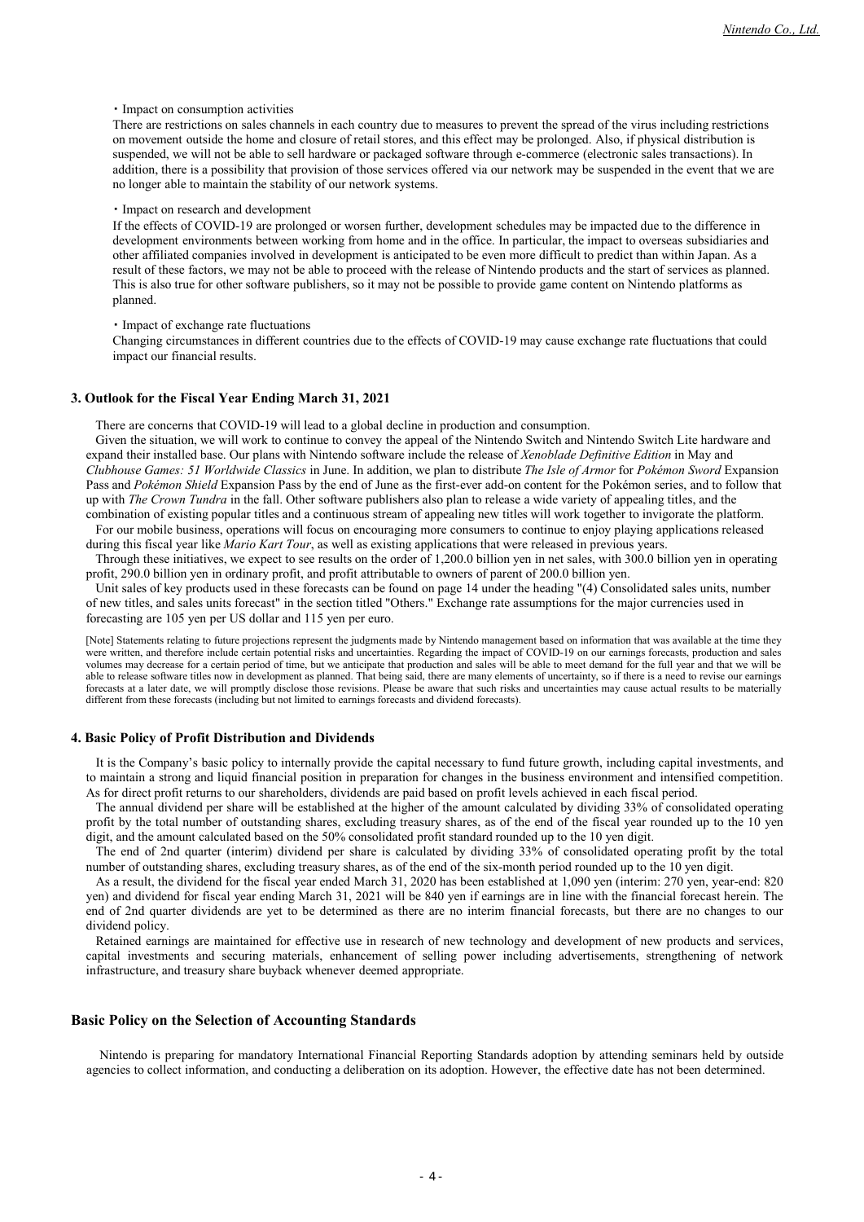・Impact on consumption activities

There are restrictions on sales channels in each country due to measures to prevent the spread of the virus including restrictions on movement outside the home and closure of retail stores, and this effect may be prolonged. Also, if physical distribution is suspended, we will not be able to sell hardware or packaged software through e-commerce (electronic sales transactions). In addition, there is a possibility that provision of those services offered via our network may be suspended in the event that we are no longer able to maintain the stability of our network systems.

・Impact on research and development

If the effects of COVID-19 are prolonged or worsen further, development schedules may be impacted due to the difference in development environments between working from home and in the office. In particular, the impact to overseas subsidiaries and other affiliated companies involved in development is anticipated to be even more difficult to predict than within Japan. As a result of these factors, we may not be able to proceed with the release of Nintendo products and the start of services as planned. This is also true for other software publishers, so it may not be possible to provide game content on Nintendo platforms as planned.

・Impact of exchange rate fluctuations

Changing circumstances in different countries due to the effects of COVID-19 may cause exchange rate fluctuations that could impact our financial results.

### 3. Outlook for the Fiscal Year Ending March 31, 2021

There are concerns that COVID-19 will lead to a global decline in production and consumption.

Given the situation, we will work to continue to convey the appeal of the Nintendo Switch and Nintendo Switch Lite hardware and expand their installed base. Our plans with Nintendo software include the release of *Xenoblade Definitive Edition* in May and *Clubhouse Games: 51 Worldwide Classics* in June. In addition, we plan to distribute *The Isle of Armor* for *Pokémon Sword* Expansion Pass and *Pokémon Shield* Expansion Pass by the end of June as the first-ever add-on content for the Pokémon series, and to follow that up with *The Crown Tundra* in the fall. Other software publishers also plan to release a wide variety of appealing titles, and the combination of existing popular titles and a continuous stream of appealing new titles will work together to invigorate the platform.

For our mobile business, operations will focus on encouraging more consumers to continue to enjoy playing applications released during this fiscal year like *Mario Kart Tour*, as well as existing applications that were released in previous years.

Through these initiatives, we expect to see results on the order of 1,200.0 billion yen in net sales, with 300.0 billion yen in operating profit, 290.0 billion yen in ordinary profit, and profit attributable to owners of parent of 200.0 billion yen.

Unit sales of key products used in these forecasts can be found on page 14 under the heading "(4) Consolidated sales units, number of new titles, and sales units forecast" in the section titled "Others." Exchange rate assumptions for the major currencies used in forecasting are 105 yen per US dollar and 115 yen per euro.

[Note] Statements relating to future projections represent the judgments made by Nintendo management based on information that was available at the time they were written, and therefore include certain potential risks and uncertainties. Regarding the impact of COVID-19 on our earnings forecasts, production and sales volumes may decrease for a certain period of time, but we anticipate that production and sales will be able to meet demand for the full year and that we will be able to release software titles now in development as planned. That being said, there are many elements of uncertainty, so if there is a need to revise our earnings forecasts at a later date, we will promptly disclose those revisions. Please be aware that such risks and uncertainties may cause actual results to be materially different from these forecasts (including but not limited to earnings forecasts and dividend forecasts).

### 4. Basic Policy of Profit Distribution and Dividends

It is the Company's basic policy to internally provide the capital necessary to fund future growth, including capital investments, and to maintain a strong and liquid financial position in preparation for changes in the business environment and intensified competition. As for direct profit returns to our shareholders, dividends are paid based on profit levels achieved in each fiscal period.

The annual dividend per share will be established at the higher of the amount calculated by dividing 33% of consolidated operating profit by the total number of outstanding shares, excluding treasury shares, as of the end of the fiscal year rounded up to the 10 yen digit, and the amount calculated based on the 50% consolidated profit standard rounded up to the 10 yen digit.

The end of 2nd quarter (interim) dividend per share is calculated by dividing 33% of consolidated operating profit by the total number of outstanding shares, excluding treasury shares, as of the end of the six-month period rounded up to the 10 yen digit.

As a result, the dividend for the fiscal year ended March 31, 2020 has been established at 1,090 yen (interim: 270 yen, year-end: 820 yen) and dividend for fiscal year ending March 31, 2021 will be 840 yen if earnings are in line with the financial forecast herein. The end of 2nd quarter dividends are yet to be determined as there are no interim financial forecasts, but there are no changes to our dividend policy.

Retained earnings are maintained for effective use in research of new technology and development of new products and services, capital investments and securing materials, enhancement of selling power including advertisements, strengthening of network infrastructure, and treasury share buyback whenever deemed appropriate.

## Basic Policy on the Selection of Accounting Standards

Nintendo is preparing for mandatory International Financial Reporting Standards adoption by attending seminars held by outside agencies to collect information, and conducting a deliberation on its adoption. However, the effective date has not been determined.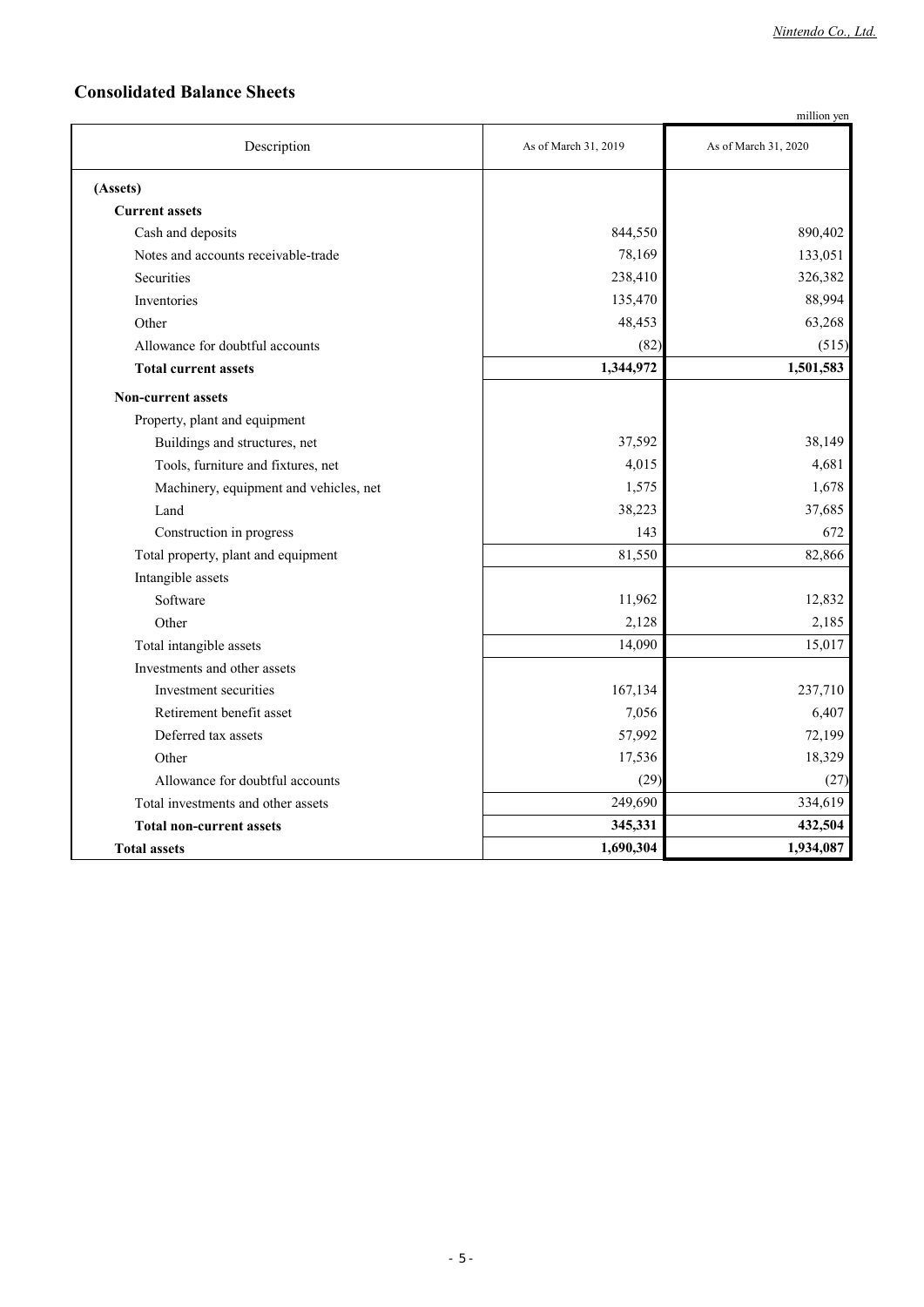## Consolidated Balance Sheets

million yen

| Description | As of March 31, 2019 | As of March 31, 2020 |
|---|---|---|
| **(Assets)** | | |
| **Current assets** | | |
| Cash and deposits | 844,550 | 890,402 |
| Notes and accounts receivable-trade | 78,169 | 133,051 |
| Securities | 238,410 | 326,382 |
| Inventories | 135,470 | 88,994 |
| Other | 48,453 | 63,268 |
| Allowance for doubtful accounts | (82) | (515) |
| **Total current assets** | **1,344,972** | **1,501,583** |
| **Non-current assets** | | |
| Property, plant and equipment | | |
| Buildings and structures, net | 37,592 | 38,149 |
| Tools, furniture and fixtures, net | 4,015 | 4,681 |
| Machinery, equipment and vehicles, net | 1,575 | 1,678 |
| Land | 38,223 | 37,685 |
| Construction in progress | 143 | 672 |
| Total property, plant and equipment | 81,550 | 82,866 |
| Intangible assets | | |
| Software | 11,962 | 12,832 |
| Other | 2,128 | 2,185 |
| Total intangible assets | 14,090 | 15,017 |
| Investments and other assets | | |
| Investment securities | 167,134 | 237,710 |
| Retirement benefit asset | 7,056 | 6,407 |
| Deferred tax assets | 57,992 | 72,199 |
| Other | 17,536 | 18,329 |
| Allowance for doubtful accounts | (29) | (27) |
| Total investments and other assets | 249,690 | 334,619 |
| **Total non-current assets** | **345,331** | **432,504** |
| **Total assets** | **1,690,304** | **1,934,087** |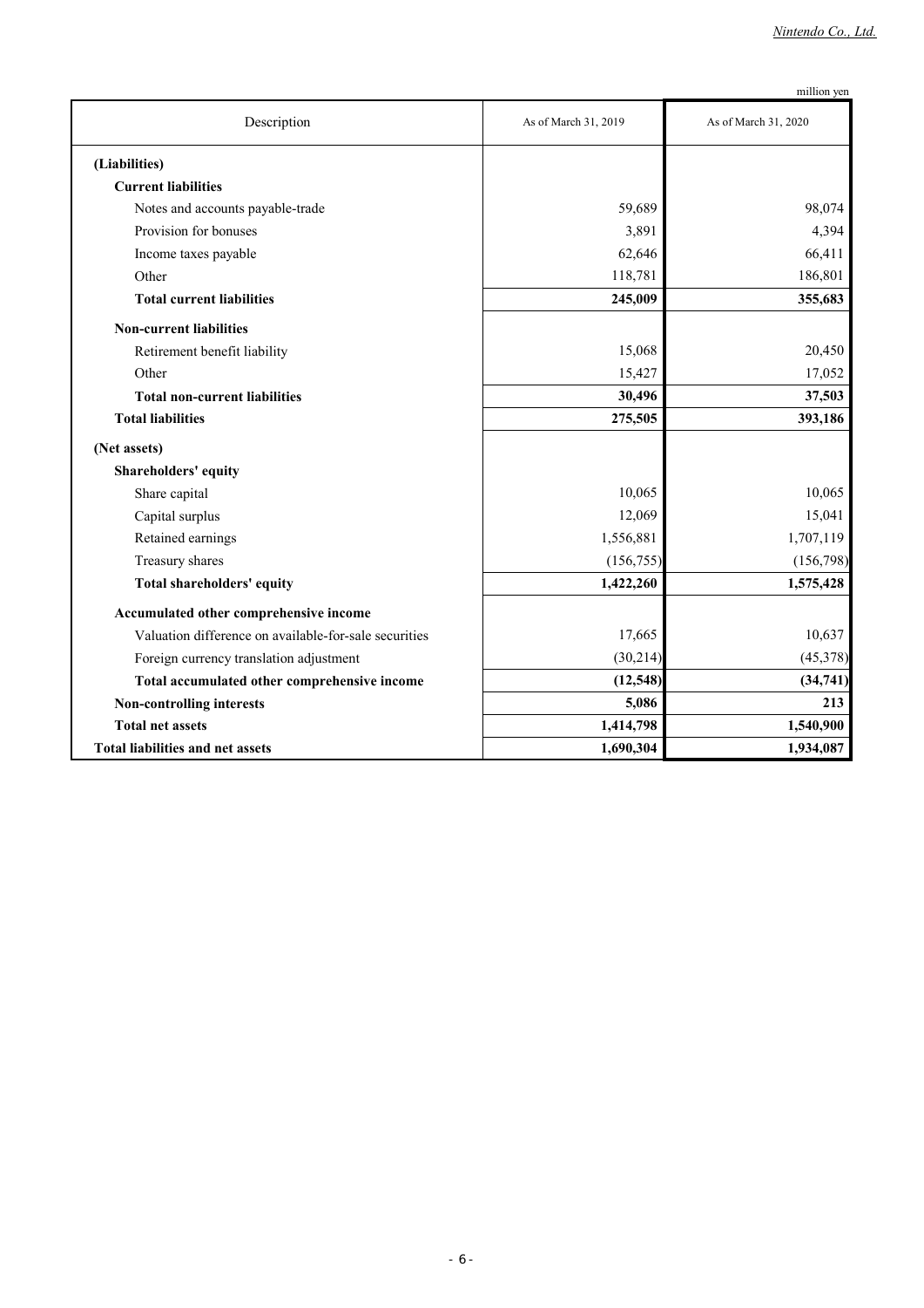million yen

| Description | As of March 31, 2019 | As of March 31, 2020 |
|---|---|---|
| **(Liabilities)** | | |
| **Current liabilities** | | |
| Notes and accounts payable-trade | 59,689 | 98,074 |
| Provision for bonuses | 3,891 | 4,394 |
| Income taxes payable | 62,646 | 66,411 |
| Other | 118,781 | 186,801 |
| **Total current liabilities** | **245,009** | **355,683** |
| **Non-current liabilities** | | |
| Retirement benefit liability | 15,068 | 20,450 |
| Other | 15,427 | 17,052 |
| **Total non-current liabilities** | **30,496** | **37,503** |
| **Total liabilities** | **275,505** | **393,186** |
| **(Net assets)** | | |
| **Shareholders' equity** | | |
| Share capital | 10,065 | 10,065 |
| Capital surplus | 12,069 | 15,041 |
| Retained earnings | 1,556,881 | 1,707,119 |
| Treasury shares | (156,755) | (156,798) |
| **Total shareholders' equity** | **1,422,260** | **1,575,428** |
| **Accumulated other comprehensive income** | | |
| Valuation difference on available-for-sale securities | 17,665 | 10,637 |
| Foreign currency translation adjustment | (30,214) | (45,378) |
| **Total accumulated other comprehensive income** | **(12,548)** | **(34,741)** |
| **Non-controlling interests** | **5,086** | **213** |
| **Total net assets** | **1,414,798** | **1,540,900** |
| **Total liabilities and net assets** | **1,690,304** | **1,934,087** |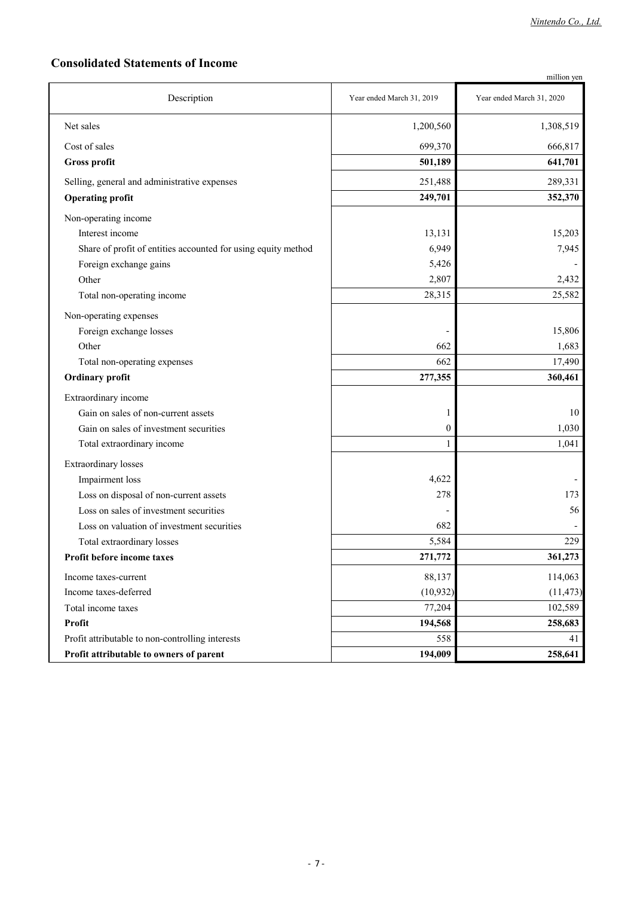## Consolidated Statements of Income

million yen

| Description | Year ended March 31, 2019 | Year ended March 31, 2020 |
|---|---|---|
| Net sales | 1,200,560 | 1,308,519 |
| Cost of sales | 699,370 | 666,817 |
| **Gross profit** | **501,189** | **641,701** |
| Selling, general and administrative expenses | 251,488 | 289,331 |
| **Operating profit** | **249,701** | **352,370** |
| Non-operating income | | |
| Interest income | 13,131 | 15,203 |
| Share of profit of entities accounted for using equity method | 6,949 | 7,945 |
| Foreign exchange gains | 5,426 | - |
| Other | 2,807 | 2,432 |
| Total non-operating income | 28,315 | 25,582 |
| Non-operating expenses | | |
| Foreign exchange losses | - | 15,806 |
| Other | 662 | 1,683 |
| Total non-operating expenses | 662 | 17,490 |
| **Ordinary profit** | **277,355** | **360,461** |
| Extraordinary income | | |
| Gain on sales of non-current assets | 1 | 10 |
| Gain on sales of investment securities | 0 | 1,030 |
| Total extraordinary income | 1 | 1,041 |
| Extraordinary losses | | |
| Impairment loss | 4,622 | - |
| Loss on disposal of non-current assets | 278 | 173 |
| Loss on sales of investment securities | - | 56 |
| Loss on valuation of investment securities | 682 | - |
| Total extraordinary losses | 5,584 | 229 |
| **Profit before income taxes** | **271,772** | **361,273** |
| Income taxes-current | 88,137 | 114,063 |
| Income taxes-deferred | (10,932) | (11,473) |
| Total income taxes | 77,204 | 102,589 |
| **Profit** | **194,568** | **258,683** |
| Profit attributable to non-controlling interests | 558 | 41 |
| **Profit attributable to owners of parent** | **194,009** | **258,641** |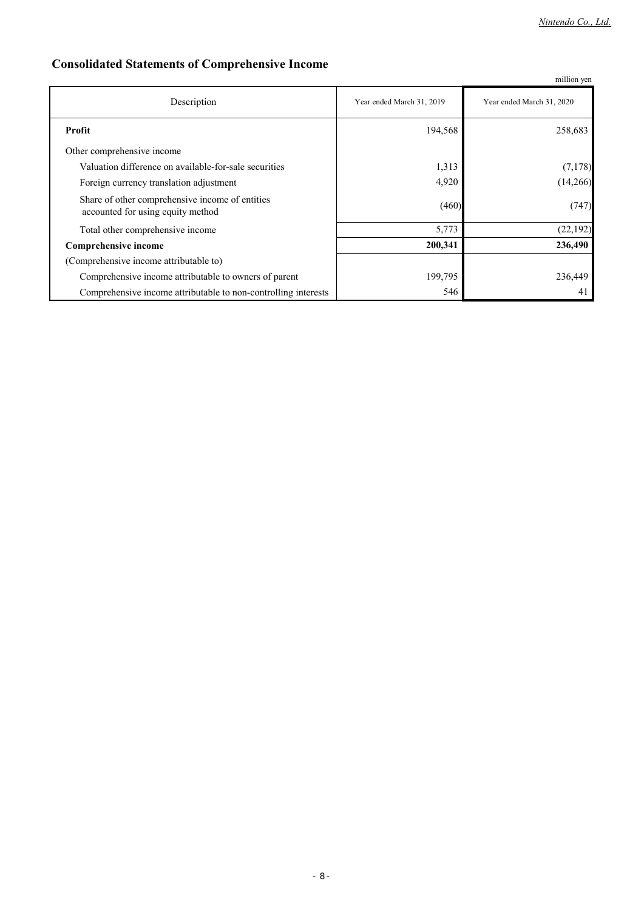## Consolidated Statements of Comprehensive Income

million yen

| Description | Year ended March 31, 2019 | Year ended March 31, 2020 |
|---|---|---|
| **Profit** | 194,568 | 258,683 |
| Other comprehensive income | | |
| Valuation difference on available-for-sale securities | 1,313 | (7,178) |
| Foreign currency translation adjustment | 4,920 | (14,266) |
| Share of other comprehensive income of entities accounted for using equity method | (460) | (747) |
| Total other comprehensive income | 5,773 | (22,192) |
| **Comprehensive income** | **200,341** | **236,490** |
| (Comprehensive income attributable to) | | |
| Comprehensive income attributable to owners of parent | 199,795 | 236,449 |
| Comprehensive income attributable to non-controlling interests | 546 | 41 |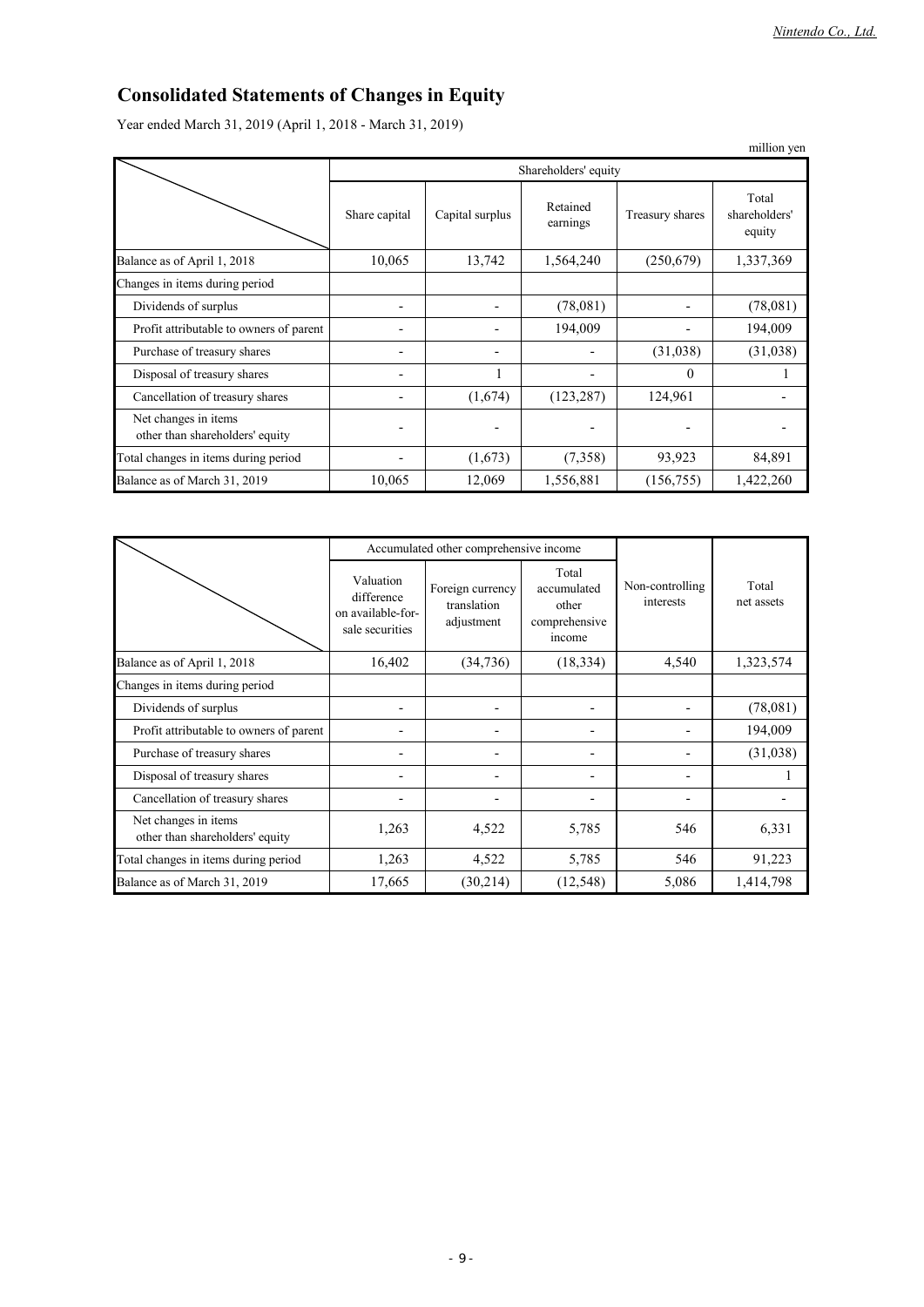# Consolidated Statements of Changes in Equity

Year ended March 31, 2019 (April 1, 2018 - March 31, 2019)

million yen

| | Shareholders' equity | | | | |
|---|---|---|---|---|---|
| | Share capital | Capital surplus | Retained earnings | Treasury shares | Total shareholders' equity |
| Balance as of April 1, 2018 | 10,065 | 13,742 | 1,564,240 | (250,679) | 1,337,369 |
| Changes in items during period | | | | | |
| Dividends of surplus | - | - | (78,081) | - | (78,081) |
| Profit attributable to owners of parent | - | - | 194,009 | - | 194,009 |
| Purchase of treasury shares | - | - | - | (31,038) | (31,038) |
| Disposal of treasury shares | - | 1 | - | 0 | 1 |
| Cancellation of treasury shares | - | (1,674) | (123,287) | 124,961 | - |
| Net changes in items other than shareholders' equity | - | - | - | - | - |
| Total changes in items during period | - | (1,673) | (7,358) | 93,923 | 84,891 |
| Balance as of March 31, 2019 | 10,065 | 12,069 | 1,556,881 | (156,755) | 1,422,260 |

| | Accumulated other comprehensive income | | | Non-controlling interests | Total net assets |
|---|---|---|---|---|---|
| | Valuation difference on available-for-sale securities | Foreign currency translation adjustment | Total accumulated other comprehensive income | | |
| Balance as of April 1, 2018 | 16,402 | (34,736) | (18,334) | 4,540 | 1,323,574 |
| Changes in items during period | | | | | |
| Dividends of surplus | - | - | - | - | (78,081) |
| Profit attributable to owners of parent | - | - | - | - | 194,009 |
| Purchase of treasury shares | - | - | - | - | (31,038) |
| Disposal of treasury shares | - | - | - | - | 1 |
| Cancellation of treasury shares | - | - | - | - | - |
| Net changes in items other than shareholders' equity | 1,263 | 4,522 | 5,785 | 546 | 6,331 |
| Total changes in items during period | 1,263 | 4,522 | 5,785 | 546 | 91,223 |
| Balance as of March 31, 2019 | 17,665 | (30,214) | (12,548) | 5,086 | 1,414,798 |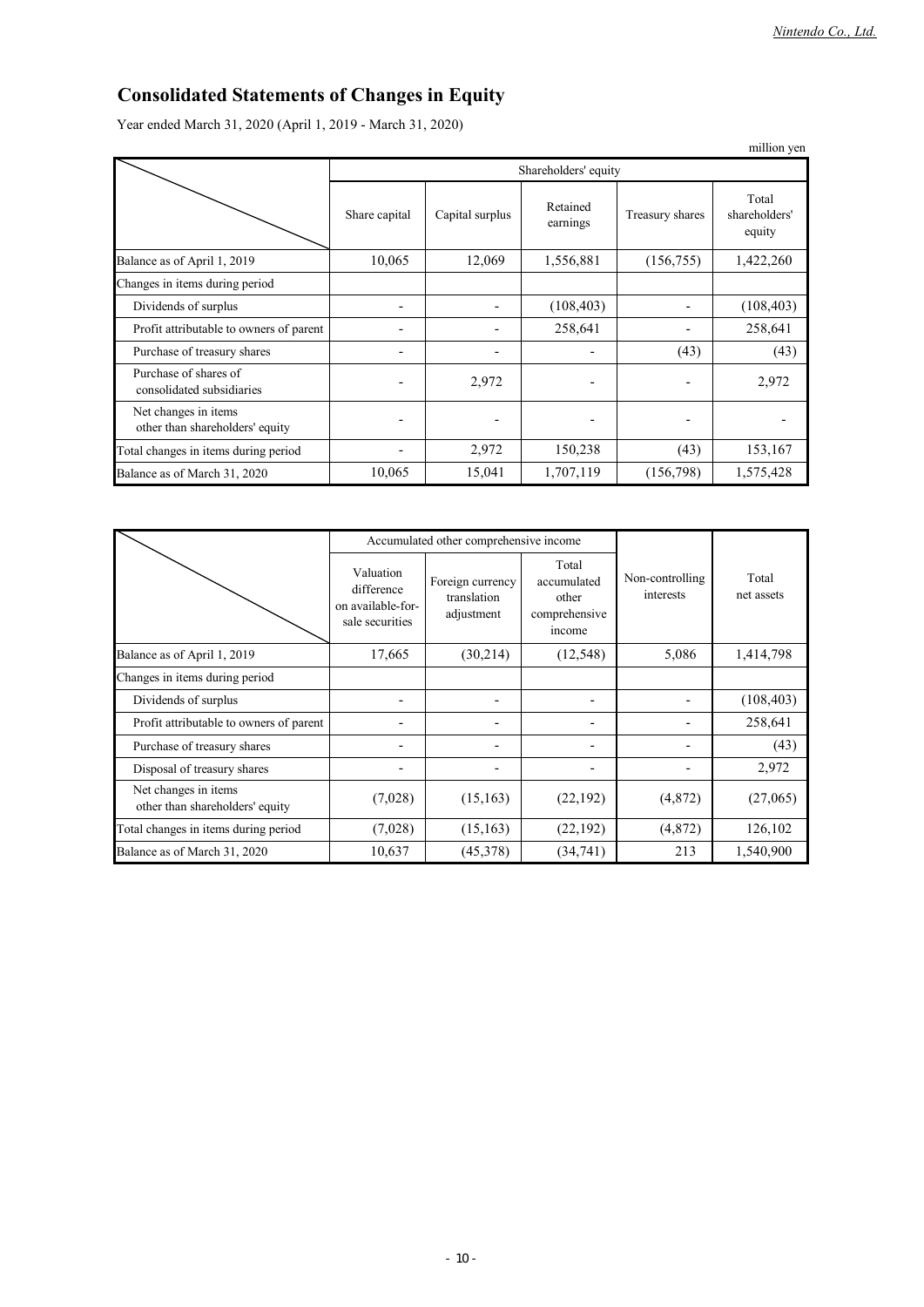# Consolidated Statements of Changes in Equity

Year ended March 31, 2020 (April 1, 2019 - March 31, 2020)

million yen

| | Shareholders' equity | | | | |
|---|---|---|---|---|---|
| | Share capital | Capital surplus | Retained earnings | Treasury shares | Total shareholders' equity |
| Balance as of April 1, 2019 | 10,065 | 12,069 | 1,556,881 | (156,755) | 1,422,260 |
| Changes in items during period | | | | | |
| Dividends of surplus | - | - | (108,403) | - | (108,403) |
| Profit attributable to owners of parent | - | - | 258,641 | - | 258,641 |
| Purchase of treasury shares | - | - | - | (43) | (43) |
| Purchase of shares of consolidated subsidiaries | - | 2,972 | - | - | 2,972 |
| Net changes in items other than shareholders' equity | - | - | - | - | - |
| Total changes in items during period | - | 2,972 | 150,238 | (43) | 153,167 |
| Balance as of March 31, 2020 | 10,065 | 15,041 | 1,707,119 | (156,798) | 1,575,428 |

| | Accumulated other comprehensive income | | | Non-controlling interests | Total net assets |
|---|---|---|---|---|---|
| | Valuation difference on available-for-sale securities | Foreign currency translation adjustment | Total accumulated other comprehensive income | | |
| Balance as of April 1, 2019 | 17,665 | (30,214) | (12,548) | 5,086 | 1,414,798 |
| Changes in items during period | | | | | |
| Dividends of surplus | - | - | - | - | (108,403) |
| Profit attributable to owners of parent | - | - | - | - | 258,641 |
| Purchase of treasury shares | - | - | - | - | (43) |
| Disposal of treasury shares | - | - | - | - | 2,972 |
| Net changes in items other than shareholders' equity | (7,028) | (15,163) | (22,192) | (4,872) | (27,065) |
| Total changes in items during period | (7,028) | (15,163) | (22,192) | (4,872) | 126,102 |
| Balance as of March 31, 2020 | 10,637 | (45,378) | (34,741) | 213 | 1,540,900 |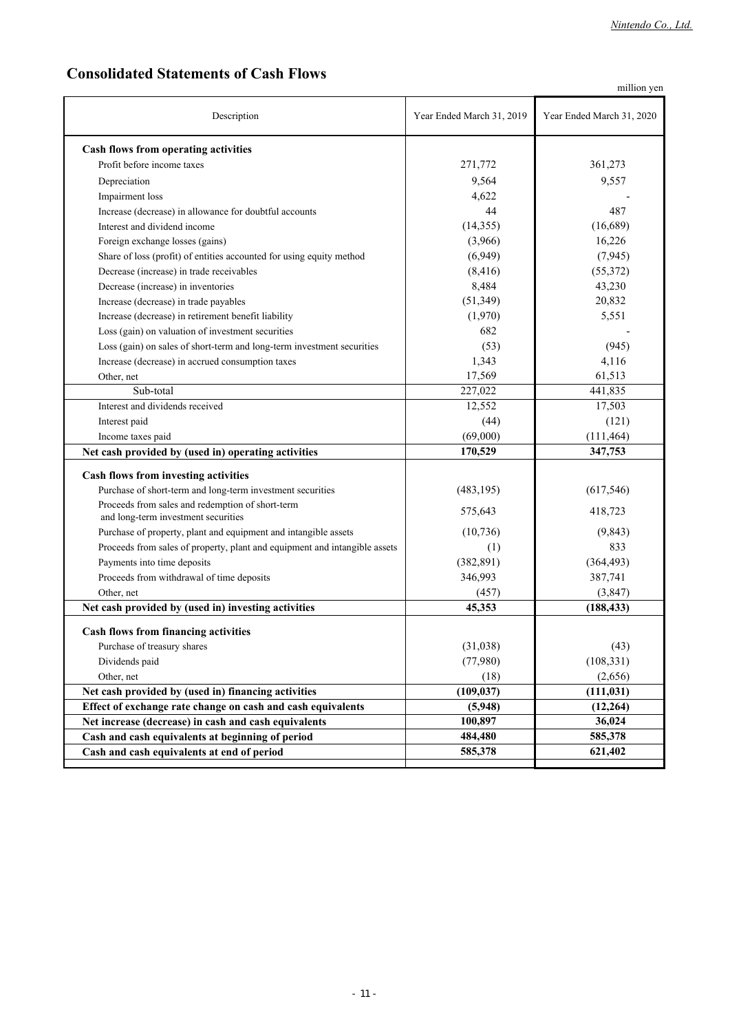# Consolidated Statements of Cash Flows

million yen

| Description | Year Ended March 31, 2019 | Year Ended March 31, 2020 |
|---|---|---|
| **Cash flows from operating activities** | | |
| Profit before income taxes | 271,772 | 361,273 |
| Depreciation | 9,564 | 9,557 |
| Impairment loss | 4,622 | - |
| Increase (decrease) in allowance for doubtful accounts | 44 | 487 |
| Interest and dividend income | (14,355) | (16,689) |
| Foreign exchange losses (gains) | (3,966) | 16,226 |
| Share of loss (profit) of entities accounted for using equity method | (6,949) | (7,945) |
| Decrease (increase) in trade receivables | (8,416) | (55,372) |
| Decrease (increase) in inventories | 8,484 | 43,230 |
| Increase (decrease) in trade payables | (51,349) | 20,832 |
| Increase (decrease) in retirement benefit liability | (1,970) | 5,551 |
| Loss (gain) on valuation of investment securities | 682 | - |
| Loss (gain) on sales of short-term and long-term investment securities | (53) | (945) |
| Increase (decrease) in accrued consumption taxes | 1,343 | 4,116 |
| Other, net | 17,569 | 61,513 |
| Sub-total | 227,022 | 441,835 |
| Interest and dividends received | 12,552 | 17,503 |
| Interest paid | (44) | (121) |
| Income taxes paid | (69,000) | (111,464) |
| **Net cash provided by (used in) operating activities** | **170,529** | **347,753** |
| **Cash flows from investing activities** | | |
| Purchase of short-term and long-term investment securities | (483,195) | (617,546) |
| Proceeds from sales and redemption of short-term and long-term investment securities | 575,643 | 418,723 |
| Purchase of property, plant and equipment and intangible assets | (10,736) | (9,843) |
| Proceeds from sales of property, plant and equipment and intangible assets | (1) | 833 |
| Payments into time deposits | (382,891) | (364,493) |
| Proceeds from withdrawal of time deposits | 346,993 | 387,741 |
| Other, net | (457) | (3,847) |
| **Net cash provided by (used in) investing activities** | **45,353** | **(188,433)** |
| **Cash flows from financing activities** | | |
| Purchase of treasury shares | (31,038) | (43) |
| Dividends paid | (77,980) | (108,331) |
| Other, net | (18) | (2,656) |
| **Net cash provided by (used in) financing activities** | **(109,037)** | **(111,031)** |
| **Effect of exchange rate change on cash and cash equivalents** | **(5,948)** | **(12,264)** |
| **Net increase (decrease) in cash and cash equivalents** | **100,897** | **36,024** |
| **Cash and cash equivalents at beginning of period** | **484,480** | **585,378** |
| **Cash and cash equivalents at end of period** | **585,378** | **621,402** |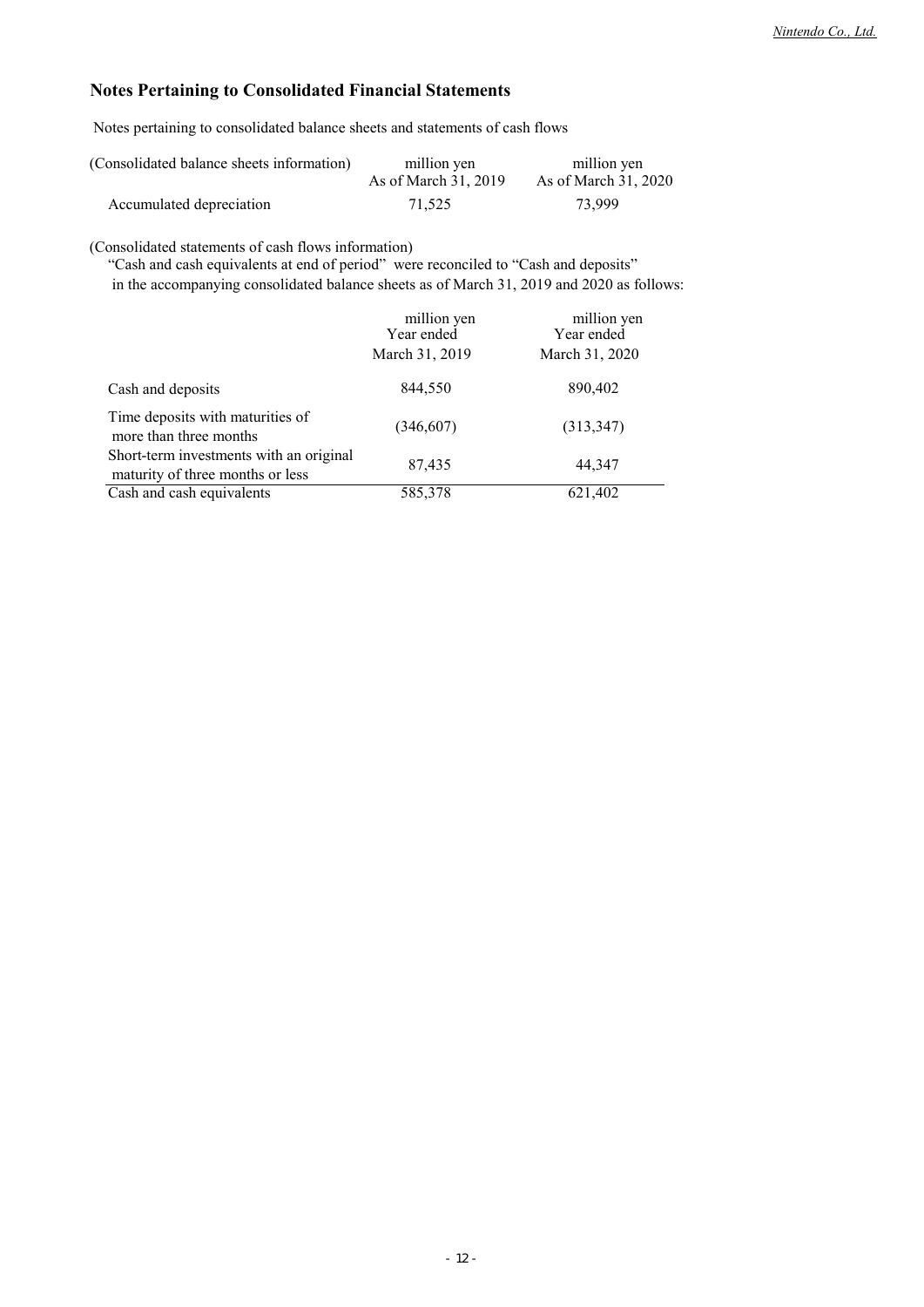## Notes Pertaining to Consolidated Financial Statements

Notes pertaining to consolidated balance sheets and statements of cash flows

| (Consolidated balance sheets information) | million yen As of March 31, 2019 | million yen As of March 31, 2020 |
|---|---|---|
| Accumulated depreciation | 71,525 | 73,999 |

(Consolidated statements of cash flows information)

"Cash and cash equivalents at end of period" were reconciled to "Cash and deposits" in the accompanying consolidated balance sheets as of March 31, 2019 and 2020 as follows:

| | million yen Year ended March 31, 2019 | million yen Year ended March 31, 2020 |
|---|---|---|
| Cash and deposits | 844,550 | 890,402 |
| Time deposits with maturities of more than three months | (346,607) | (313,347) |
| Short-term investments with an original maturity of three months or less | 87,435 | 44,347 |
| Cash and cash equivalents | 585,378 | 621,402 |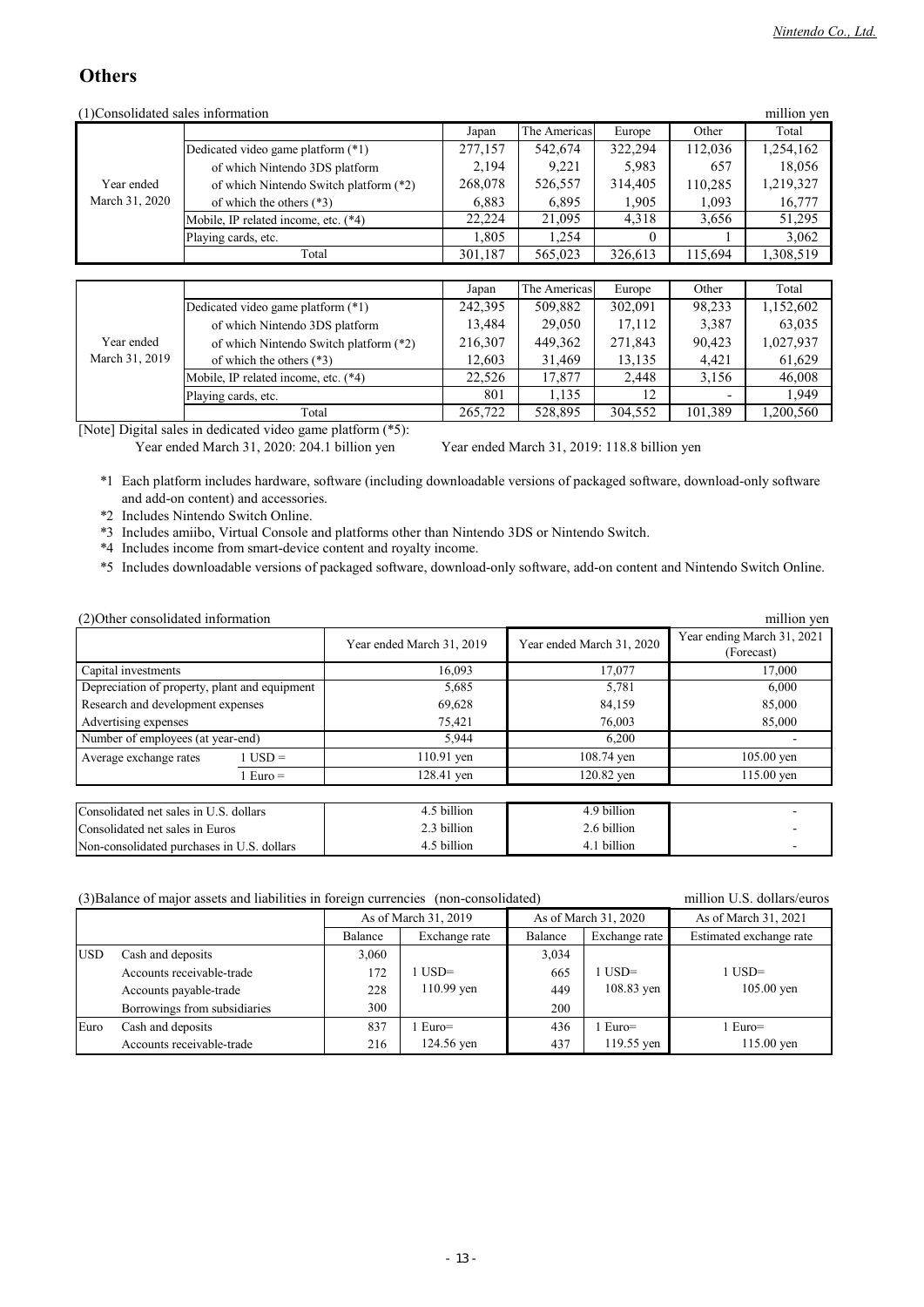# Others

(1)Consolidated sales information

million yen

| | | Japan | The Americas | Europe | Other | Total |
|---|---|---|---|---|---|---|
| Year ended March 31, 2020 | Dedicated video game platform (*1) | 277,157 | 542,674 | 322,294 | 112,036 | 1,254,162 |
| | of which Nintendo 3DS platform | 2,194 | 9,221 | 5,983 | 657 | 18,056 |
| | of which Nintendo Switch platform (*2) | 268,078 | 526,557 | 314,405 | 110,285 | 1,219,327 |
| | of which the others (*3) | 6,883 | 6,895 | 1,905 | 1,093 | 16,777 |
| | Mobile, IP related income, etc. (*4) | 22,224 | 21,095 | 4,318 | 3,656 | 51,295 |
| | Playing cards, etc. | 1,805 | 1,254 | 0 | 1 | 3,062 |
| | Total | 301,187 | 565,023 | 326,613 | 115,694 | 1,308,519 |

| | | Japan | The Americas | Europe | Other | Total |
|---|---|---|---|---|---|---|
| Year ended March 31, 2019 | Dedicated video game platform (*1) | 242,395 | 509,882 | 302,091 | 98,233 | 1,152,602 |
| | of which Nintendo 3DS platform | 13,484 | 29,050 | 17,112 | 3,387 | 63,035 |
| | of which Nintendo Switch platform (*2) | 216,307 | 449,362 | 271,843 | 90,423 | 1,027,937 |
| | of which the others (*3) | 12,603 | 31,469 | 13,135 | 4,421 | 61,629 |
| | Mobile, IP related income, etc. (*4) | 22,526 | 17,877 | 2,448 | 3,156 | 46,008 |
| | Playing cards, etc. | 801 | 1,135 | 12 | - | 1,949 |
| | Total | 265,722 | 528,895 | 304,552 | 101,389 | 1,200,560 |

[Note] Digital sales in dedicated video game platform (*5):
Year ended March 31, 2020: 204.1 billion yen    Year ended March 31, 2019: 118.8 billion yen

*1 Each platform includes hardware, software (including downloadable versions of packaged software, download-only software and add-on content) and accessories.

*2 Includes Nintendo Switch Online.

*3 Includes amiibo, Virtual Console and platforms other than Nintendo 3DS or Nintendo Switch.

*4 Includes income from smart-device content and royalty income.

*5 Includes downloadable versions of packaged software, download-only software, add-on content and Nintendo Switch Online.

(2)Other consolidated information

million yen

| | | Year ended March 31, 2019 | Year ended March 31, 2020 | Year ending March 31, 2021 (Forecast) |
|---|---|---|---|---|
| Capital investments | | 16,093 | 17,077 | 17,000 |
| Depreciation of property, plant and equipment | | 5,685 | 5,781 | 6,000 |
| Research and development expenses | | 69,628 | 84,159 | 85,000 |
| Advertising expenses | | 75,421 | 76,003 | 85,000 |
| Number of employees (at year-end) | | 5,944 | 6,200 | - |
| Average exchange rates | 1 USD = | 110.91 yen | 108.74 yen | 105.00 yen |
| | 1 Euro = | 128.41 yen | 120.82 yen | 115.00 yen |

| | Year ended March 31, 2019 | Year ended March 31, 2020 | Year ending March 31, 2021 (Forecast) |
|---|---|---|---|
| Consolidated net sales in U.S. dollars | 4.5 billion | 4.9 billion | - |
| Consolidated net sales in Euros | 2.3 billion | 2.6 billion | - |
| Non-consolidated purchases in U.S. dollars | 4.5 billion | 4.1 billion | - |

(3)Balance of major assets and liabilities in foreign currencies (non-consolidated)

million U.S. dollars/euros

| | | As of March 31, 2019 | | As of March 31, 2020 | | As of March 31, 2021 |
|---|---|---|---|---|---|---|
| | | Balance | Exchange rate | Balance | Exchange rate | Estimated exchange rate |
| USD | Cash and deposits | 3,060 | 1 USD= 110.99 yen | 3,034 | 1 USD= 108.83 yen | 1 USD= 105.00 yen |
| | Accounts receivable-trade | 172 | | 665 | | |
| | Accounts payable-trade | 228 | | 449 | | |
| | Borrowings from subsidiaries | 300 | | 200 | | |
| Euro | Cash and deposits | 837 | 1 Euro= 124.56 yen | 436 | 1 Euro= 119.55 yen | 1 Euro= 115.00 yen |
| | Accounts receivable-trade | 216 | | 437 | | |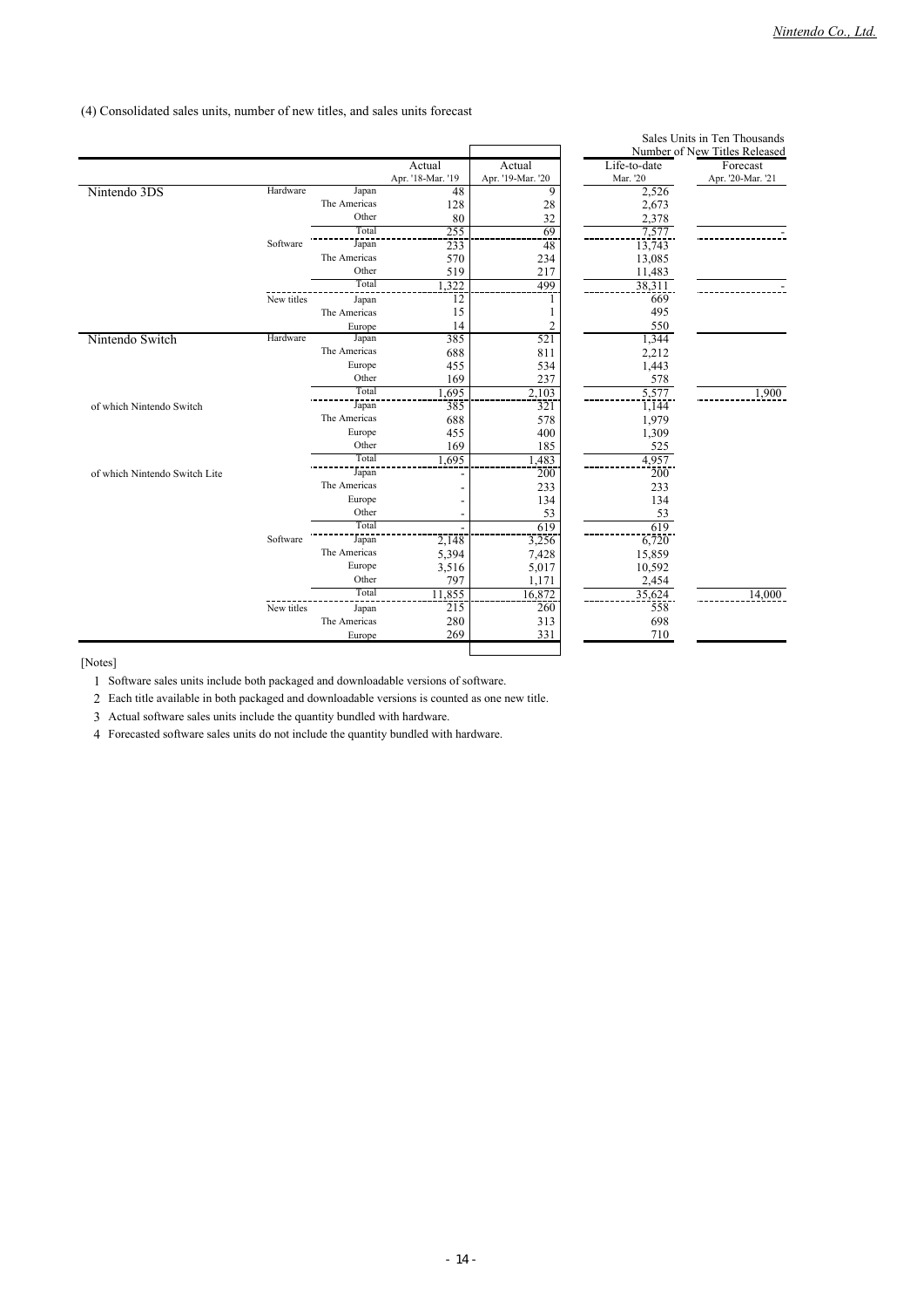(4) Consolidated sales units, number of new titles, and sales units forecast

Sales Units in Ten Thousands
Number of New Titles Released

| | | | Actual Apr. '18-Mar. '19 | Actual Apr. '19-Mar. '20 | Life-to-date Mar. '20 | Forecast Apr. '20-Mar. '21 |
|---|---|---|---|---|---|---|
| Nintendo 3DS | Hardware | Japan | 48 | 9 | 2,526 | |
| | | The Americas | 128 | 28 | 2,673 | |
| | | Other | 80 | 32 | 2,378 | |
| | | Total | 255 | 69 | 7,577 | - |
| | Software | Japan | 233 | 48 | 13,743 | |
| | | The Americas | 570 | 234 | 13,085 | |
| | | Other | 519 | 217 | 11,483 | |
| | | Total | 1,322 | 499 | 38,311 | - |
| | New titles | Japan | 12 | 1 | 669 | |
| | | The Americas | 15 | 1 | 495 | |
| | | Europe | 14 | 2 | 550 | |
| Nintendo Switch | Hardware | Japan | 385 | 521 | 1,344 | |
| | | The Americas | 688 | 811 | 2,212 | |
| | | Europe | 455 | 534 | 1,443 | |
| | | Other | 169 | 237 | 578 | |
| | | Total | 1,695 | 2,103 | 5,577 | 1,900 |
| of which Nintendo Switch | | Japan | 385 | 321 | 1,144 | |
| | | The Americas | 688 | 578 | 1,979 | |
| | | Europe | 455 | 400 | 1,309 | |
| | | Other | 169 | 185 | 525 | |
| | | Total | 1,695 | 1,483 | 4,957 | |
| of which Nintendo Switch Lite | | Japan | - | 200 | 200 | |
| | | The Americas | - | 233 | 233 | |
| | | Europe | - | 134 | 134 | |
| | | Other | - | 53 | 53 | |
| | | Total | - | 619 | 619 | |
| | Software | Japan | 2,148 | 3,256 | 6,720 | |
| | | The Americas | 5,394 | 7,428 | 15,859 | |
| | | Europe | 3,516 | 5,017 | 10,592 | |
| | | Other | 797 | 1,171 | 2,454 | |
| | | Total | 11,855 | 16,872 | 35,624 | 14,000 |
| | New titles | Japan | 215 | 260 | 558 | |
| | | The Americas | 280 | 313 | 698 | |
| | | Europe | 269 | 331 | 710 | |

[Notes]

1. Software sales units include both packaged and downloadable versions of software.
2. Each title available in both packaged and downloadable versions is counted as one new title.
3. Actual software sales units include the quantity bundled with hardware.
4. Forecasted software sales units do not include the quantity bundled with hardware.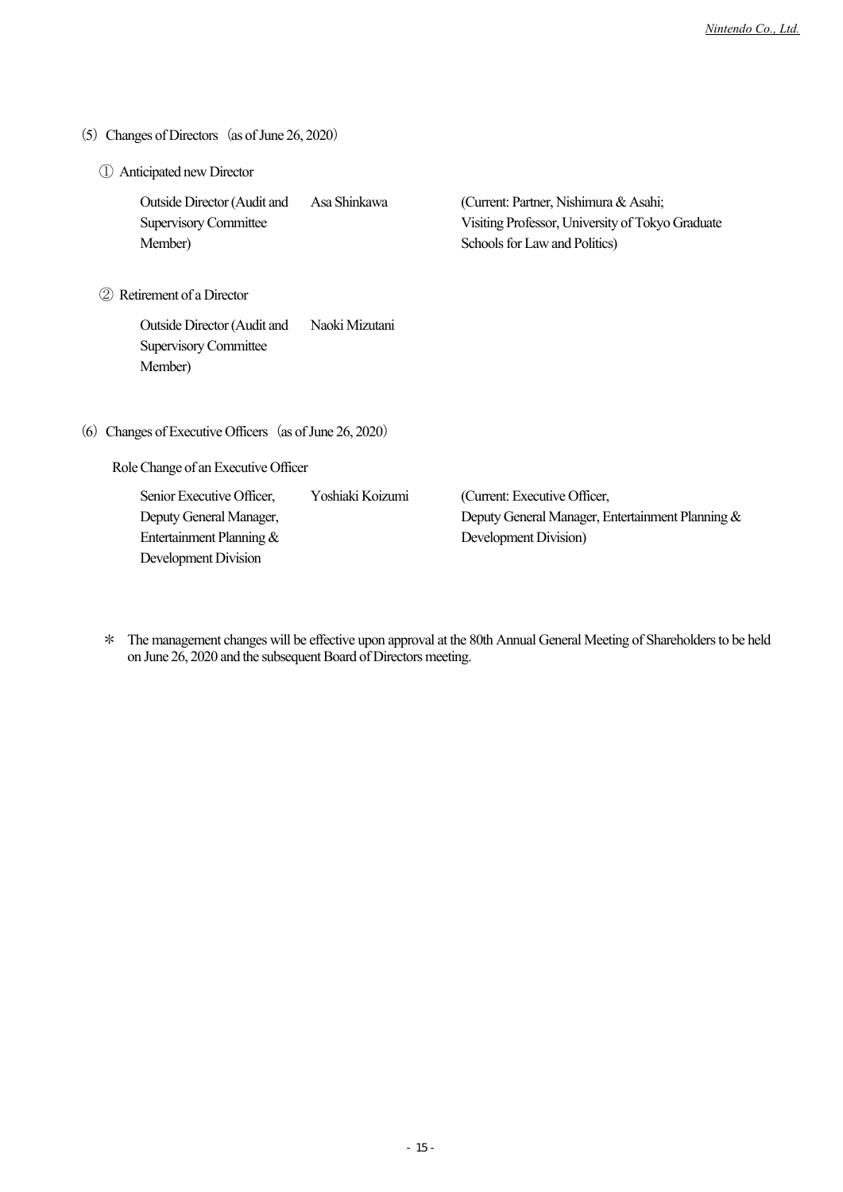## (5) Changes of Directors (as of June 26, 2020)

### ① Anticipated new Director

| | | |
|---|---|---|
| Outside Director (Audit and Supervisory Committee Member) | Asa Shinkawa | (Current: Partner, Nishimura & Asahi; Visiting Professor, University of Tokyo Graduate Schools for Law and Politics) |

### ② Retirement of a Director

| | |
|---|---|
| Outside Director (Audit and Supervisory Committee Member) | Naoki Mizutani |

## (6) Changes of Executive Officers (as of June 26, 2020)

Role Change of an Executive Officer

| | | |
|---|---|---|
| Senior Executive Officer, Deputy General Manager, Entertainment Planning & Development Division | Yoshiaki Koizumi | (Current: Executive Officer, Deputy General Manager, Entertainment Planning & Development Division) |

＊ The management changes will be effective upon approval at the 80th Annual General Meeting of Shareholders to be held on June 26, 2020 and the subsequent Board of Directors meeting.